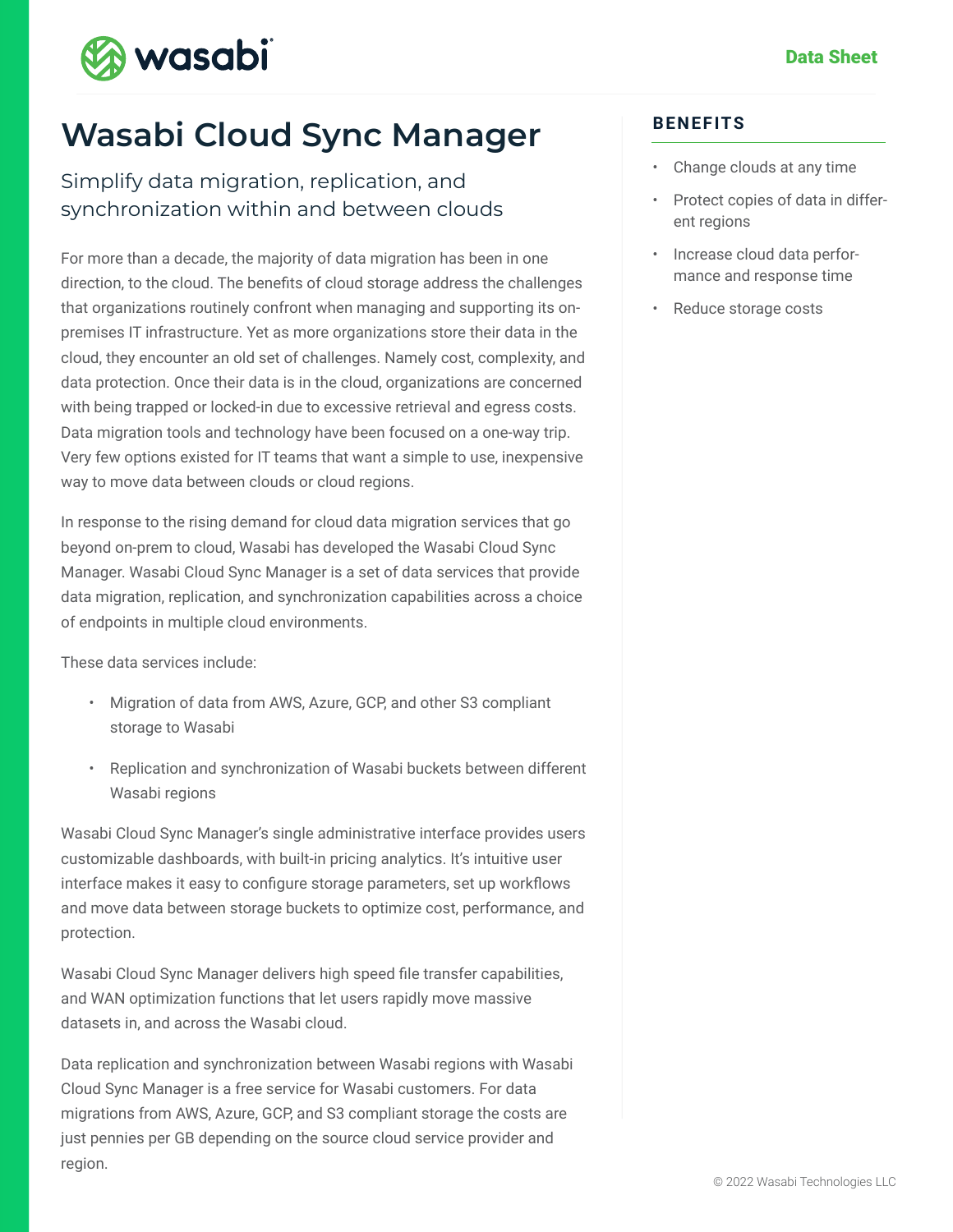# Wasabi Cloud Sync Manager

## Simplify data migration, replication, and synchronization within and between clouds

For more than a decade, the majority of data migration has been in one direction, to the cloud. The benefits of cloud storage address the challenges that organizations routinely confront when managing and supporting its on-premises IT infrastructure. Yet as more organizations store their data in the cloud, they encounter an old set of challenges. Namely cost, complexity, and data protection. Once their data is in the cloud, organizations are concerned with being trapped or locked-in due to excessive retrieval and egress costs. Data migration tools and technology have been focused on a one-way trip. Very few options existed for IT teams that want a simple to use, inexpensive way to move data between clouds or cloud regions.

In response to the rising demand for cloud data migration services that go beyond on-prem to cloud, Wasabi has developed the Wasabi Cloud Sync Manager. Wasabi Cloud Sync Manager is a set of data services that provide data migration, replication, and synchronization capabilities across a choice of endpoints in multiple cloud environments.

These data services include:

- Migration of data from AWS, Azure, GCP, and other S3 compliant storage to Wasabi
- Replication and synchronization of Wasabi buckets between different Wasabi regions

Wasabi Cloud Sync Manager's single administrative interface provides users customizable dashboards, with built-in pricing analytics. It's intuitive user interface makes it easy to configure storage parameters, set up workflows and move data between storage buckets to optimize cost, performance, and protection.

Wasabi Cloud Sync Manager delivers high speed file transfer capabilities, and WAN optimization functions that let users rapidly move massive datasets in, and across the Wasabi cloud.

Data replication and synchronization between Wasabi regions with Wasabi Cloud Sync Manager is a free service for Wasabi customers. For data migrations from AWS, Azure, GCP, and S3 compliant storage the costs are just pennies per GB depending on the source cloud service provider and region.

## BENEFITS

- Change clouds at any time
- Protect copies of data in different regions
- Increase cloud data performance and response time
- Reduce storage costs

© 2022 Wasabi Technologies LLC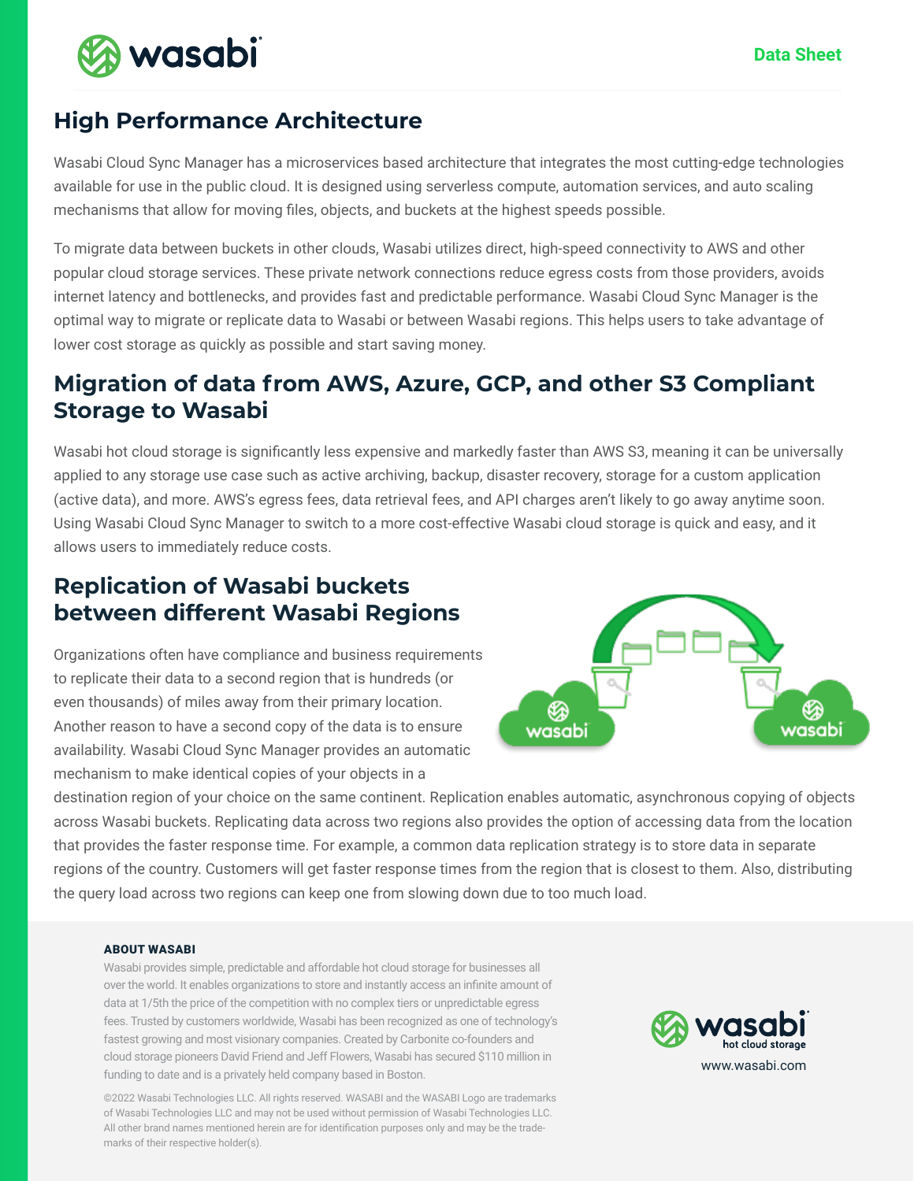## High Performance Architecture

Wasabi Cloud Sync Manager has a microservices based architecture that integrates the most cutting-edge technologies available for use in the public cloud. It is designed using serverless compute, automation services, and auto scaling mechanisms that allow for moving files, objects, and buckets at the highest speeds possible.

To migrate data between buckets in other clouds, Wasabi utilizes direct, high-speed connectivity to AWS and other popular cloud storage services. These private network connections reduce egress costs from those providers, avoids internet latency and bottlenecks, and provides fast and predictable performance. Wasabi Cloud Sync Manager is the optimal way to migrate or replicate data to Wasabi or between Wasabi regions. This helps users to take advantage of lower cost storage as quickly as possible and start saving money.

## Migration of data from AWS, Azure, GCP, and other S3 Compliant Storage to Wasabi

Wasabi hot cloud storage is significantly less expensive and markedly faster than AWS S3, meaning it can be universally applied to any storage use case such as active archiving, backup, disaster recovery, storage for a custom application (active data), and more. AWS's egress fees, data retrieval fees, and API charges aren't likely to go away anytime soon. Using Wasabi Cloud Sync Manager to switch to a more cost-effective Wasabi cloud storage is quick and easy, and it allows users to immediately reduce costs.

## Replication of Wasabi buckets between different Wasabi Regions

Organizations often have compliance and business requirements to replicate their data to a second region that is hundreds (or even thousands) of miles away from their primary location. Another reason to have a second copy of the data is to ensure availability. Wasabi Cloud Sync Manager provides an automatic mechanism to make identical copies of your objects in a destination region of your choice on the same continent. Replication enables automatic, asynchronous copying of objects across Wasabi buckets. Replicating data across two regions also provides the option of accessing data from the location that provides the faster response time. For example, a common data replication strategy is to store data in separate regions of the country. Customers will get faster response times from the region that is closest to them. Also, distributing the query load across two regions can keep one from slowing down due to too much load.

**ABOUT WASABI**

Wasabi provides simple, predictable and affordable hot cloud storage for businesses all over the world. It enables organizations to store and instantly access an infinite amount of data at 1/5th the price of the competition with no complex tiers or unpredictable egress fees. Trusted by customers worldwide, Wasabi has been recognized as one of technology's fastest growing and most visionary companies. Created by Carbonite co-founders and cloud storage pioneers David Friend and Jeff Flowers, Wasabi has secured $110 million in funding to date and is a privately held company based in Boston.

©2022 Wasabi Technologies LLC. All rights reserved. WASABI and the WASABI Logo are trademarks of Wasabi Technologies LLC and may not be used without permission of Wasabi Technologies LLC. All other brand names mentioned herein are for identification purposes only and may be the trademarks of their respective holder(s).

wasabi hot cloud storage

www.wasabi.com